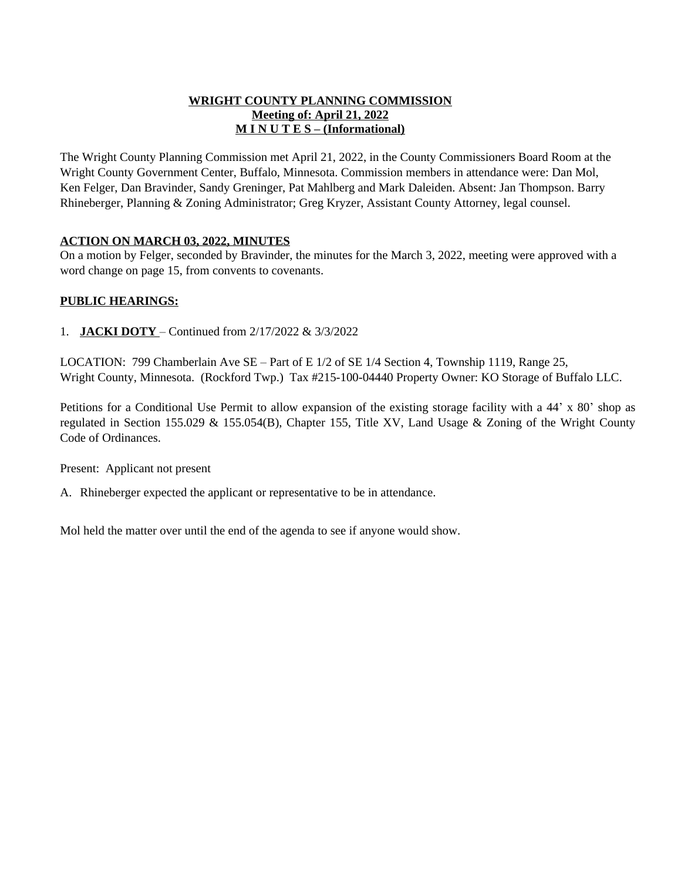**WRIGHT COUNTY PLANNING COMMISSION**
**Meeting of: April 21, 2022**
**M I N U T E S – (Informational)**

The Wright County Planning Commission met April 21, 2022, in the County Commissioners Board Room at the Wright County Government Center, Buffalo, Minnesota. Commission members in attendance were: Dan Mol, Ken Felger, Dan Bravinder, Sandy Greninger, Pat Mahlberg and Mark Daleiden. Absent: Jan Thompson. Barry Rhineberger, Planning & Zoning Administrator; Greg Kryzer, Assistant County Attorney, legal counsel.

**ACTION ON MARCH 03, 2022, MINUTES**

On a motion by Felger, seconded by Bravinder, the minutes for the March 3, 2022, meeting were approved with a word change on page 15, from convents to covenants.

**PUBLIC HEARINGS:**

1. **JACKI DOTY** – Continued from 2/17/2022 & 3/3/2022

LOCATION: 799 Chamberlain Ave SE – Part of E 1/2 of SE 1/4 Section 4, Township 1119, Range 25, Wright County, Minnesota. (Rockford Twp.) Tax #215-100-04440 Property Owner: KO Storage of Buffalo LLC.

Petitions for a Conditional Use Permit to allow expansion of the existing storage facility with a 44' x 80' shop as regulated in Section 155.029 & 155.054(B), Chapter 155, Title XV, Land Usage & Zoning of the Wright County Code of Ordinances.

Present: Applicant not present

A. Rhineberger expected the applicant or representative to be in attendance.

Mol held the matter over until the end of the agenda to see if anyone would show.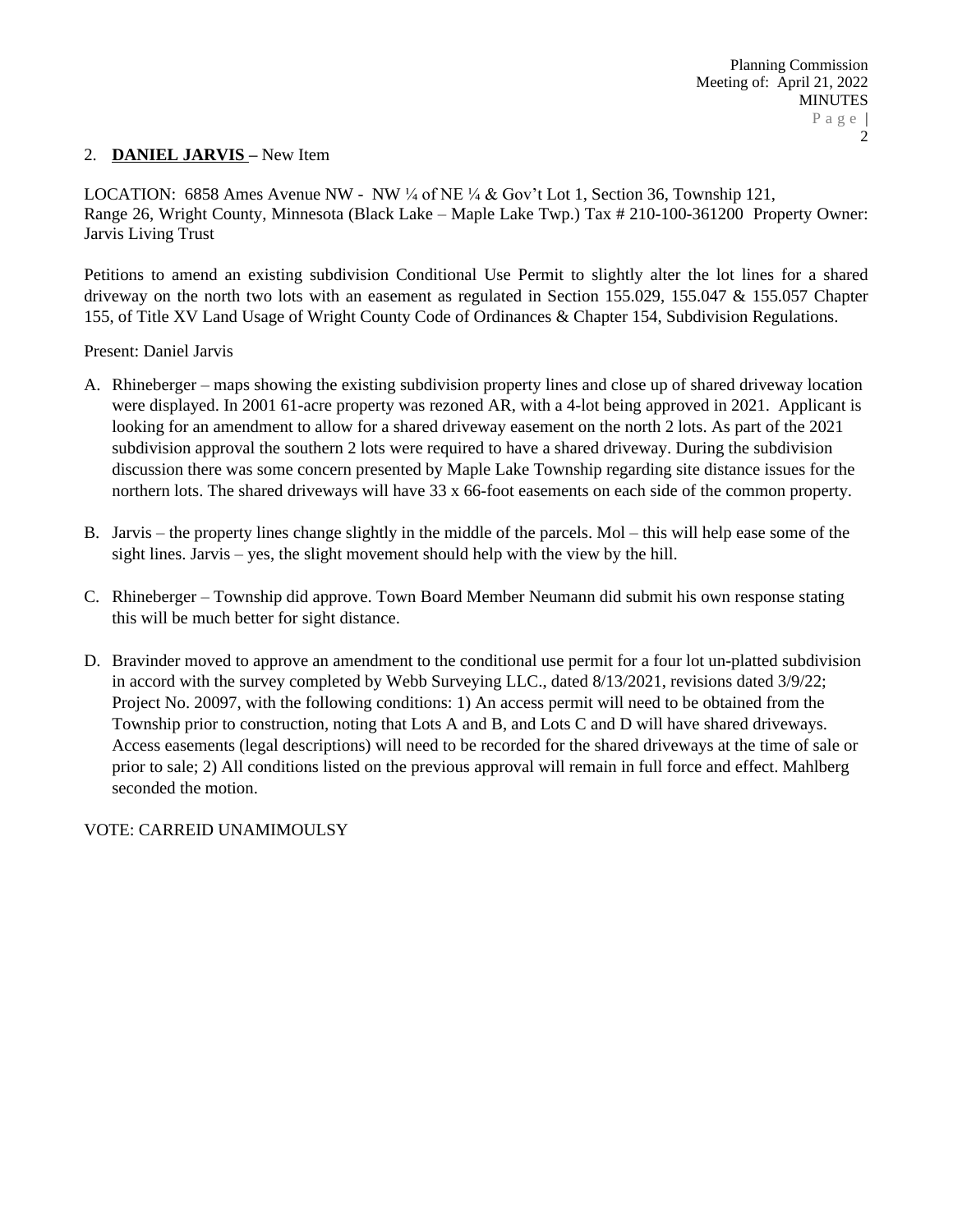2. **DANIEL JARVIS** – New Item

LOCATION: 6858 Ames Avenue NW - NW ¼ of NE ¼ & Gov't Lot 1, Section 36, Township 121, Range 26, Wright County, Minnesota (Black Lake – Maple Lake Twp.) Tax # 210-100-361200 Property Owner: Jarvis Living Trust

Petitions to amend an existing subdivision Conditional Use Permit to slightly alter the lot lines for a shared driveway on the north two lots with an easement as regulated in Section 155.029, 155.047 & 155.057 Chapter 155, of Title XV Land Usage of Wright County Code of Ordinances & Chapter 154, Subdivision Regulations.

Present: Daniel Jarvis

A. Rhineberger – maps showing the existing subdivision property lines and close up of shared driveway location were displayed. In 2001 61-acre property was rezoned AR, with a 4-lot being approved in 2021. Applicant is looking for an amendment to allow for a shared driveway easement on the north 2 lots. As part of the 2021 subdivision approval the southern 2 lots were required to have a shared driveway. During the subdivision discussion there was some concern presented by Maple Lake Township regarding site distance issues for the northern lots. The shared driveways will have 33 x 66-foot easements on each side of the common property.

B. Jarvis – the property lines change slightly in the middle of the parcels. Mol – this will help ease some of the sight lines. Jarvis – yes, the slight movement should help with the view by the hill.

C. Rhineberger – Township did approve. Town Board Member Neumann did submit his own response stating this will be much better for sight distance.

D. Bravinder moved to approve an amendment to the conditional use permit for a four lot un-platted subdivision in accord with the survey completed by Webb Surveying LLC., dated 8/13/2021, revisions dated 3/9/22; Project No. 20097, with the following conditions: 1) An access permit will need to be obtained from the Township prior to construction, noting that Lots A and B, and Lots C and D will have shared driveways. Access easements (legal descriptions) will need to be recorded for the shared driveways at the time of sale or prior to sale; 2) All conditions listed on the previous approval will remain in full force and effect. Mahlberg seconded the motion.

VOTE: CARREID UNAMIMOULSY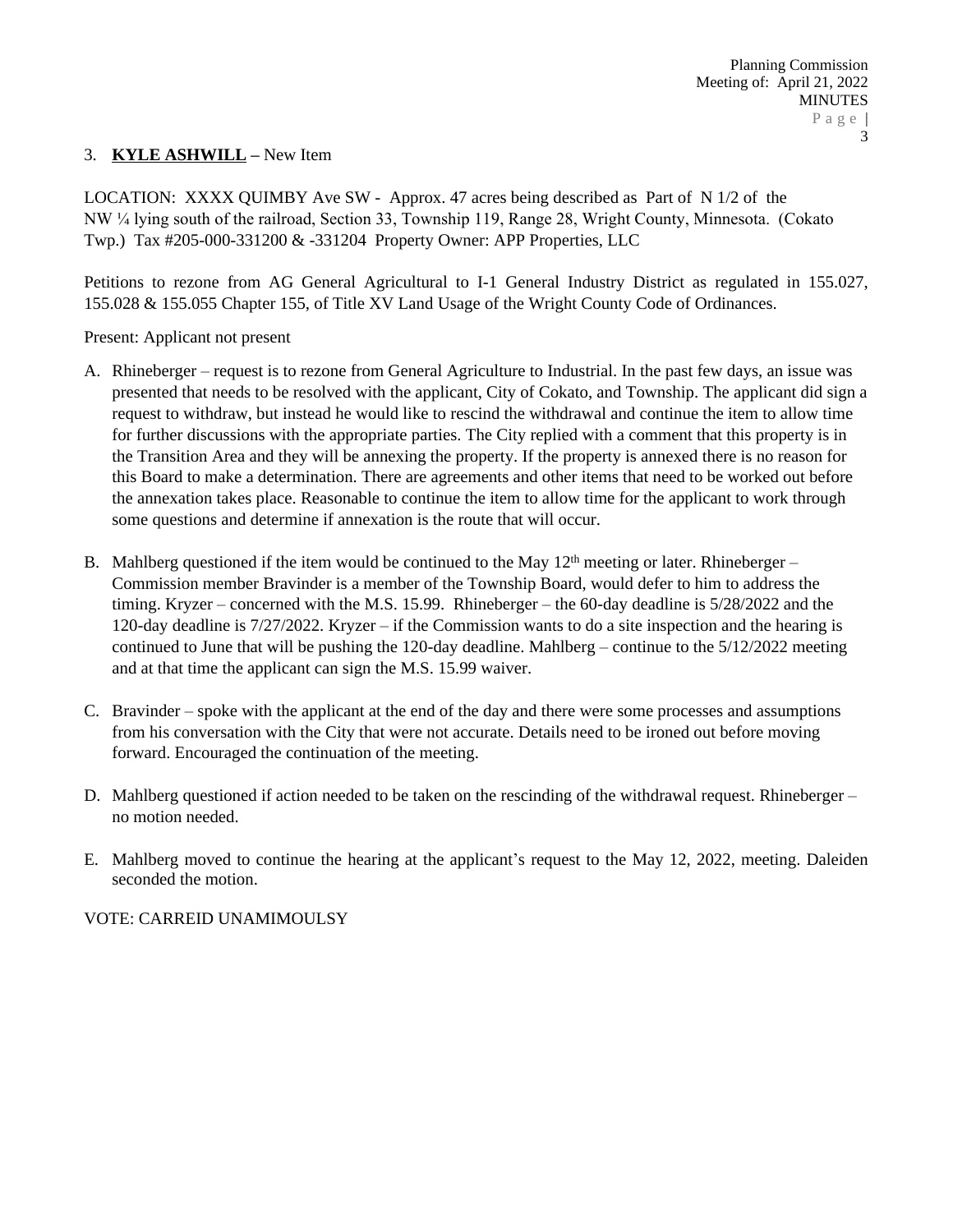3. **KYLE ASHWILL** – New Item

LOCATION: XXXX QUIMBY Ave SW - Approx. 47 acres being described as Part of N 1/2 of the NW ¼ lying south of the railroad, Section 33, Township 119, Range 28, Wright County, Minnesota. (Cokato Twp.) Tax #205-000-331200 & -331204 Property Owner: APP Properties, LLC

Petitions to rezone from AG General Agricultural to I-1 General Industry District as regulated in 155.027, 155.028 & 155.055 Chapter 155, of Title XV Land Usage of the Wright County Code of Ordinances.

Present: Applicant not present

A. Rhineberger – request is to rezone from General Agriculture to Industrial. In the past few days, an issue was presented that needs to be resolved with the applicant, City of Cokato, and Township. The applicant did sign a request to withdraw, but instead he would like to rescind the withdrawal and continue the item to allow time for further discussions with the appropriate parties. The City replied with a comment that this property is in the Transition Area and they will be annexing the property. If the property is annexed there is no reason for this Board to make a determination. There are agreements and other items that need to be worked out before the annexation takes place. Reasonable to continue the item to allow time for the applicant to work through some questions and determine if annexation is the route that will occur.

B. Mahlberg questioned if the item would be continued to the May 12th meeting or later. Rhineberger – Commission member Bravinder is a member of the Township Board, would defer to him to address the timing. Kryzer – concerned with the M.S. 15.99. Rhineberger – the 60-day deadline is 5/28/2022 and the 120-day deadline is 7/27/2022. Kryzer – if the Commission wants to do a site inspection and the hearing is continued to June that will be pushing the 120-day deadline. Mahlberg – continue to the 5/12/2022 meeting and at that time the applicant can sign the M.S. 15.99 waiver.

C. Bravinder – spoke with the applicant at the end of the day and there were some processes and assumptions from his conversation with the City that were not accurate. Details need to be ironed out before moving forward. Encouraged the continuation of the meeting.

D. Mahlberg questioned if action needed to be taken on the rescinding of the withdrawal request. Rhineberger – no motion needed.

E. Mahlberg moved to continue the hearing at the applicant's request to the May 12, 2022, meeting. Daleiden seconded the motion.

VOTE: CARREID UNAMIMOULSY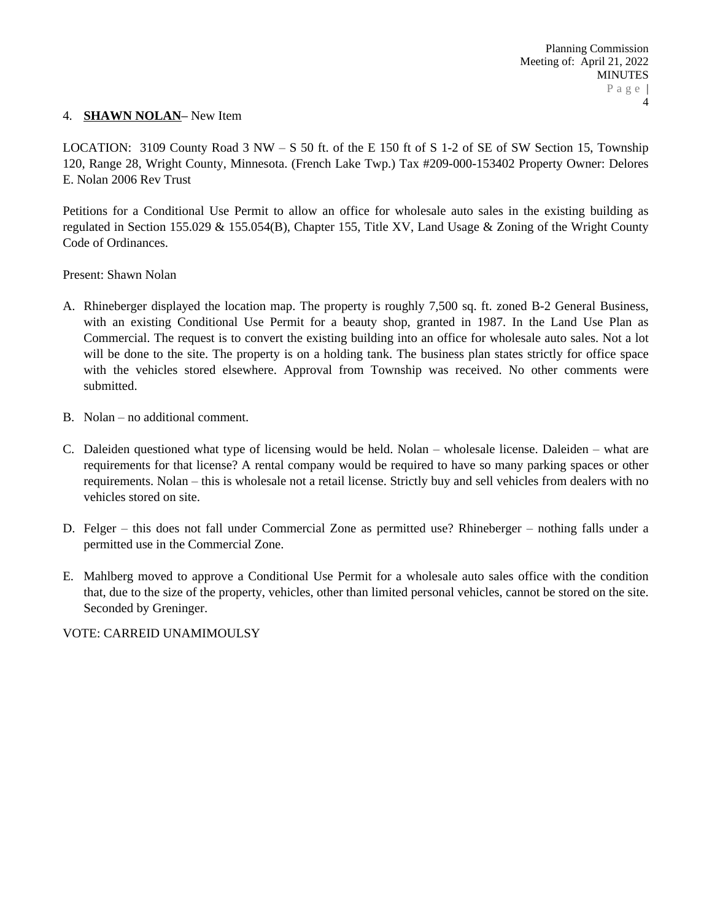4. **SHAWN NOLAN–** New Item

LOCATION: 3109 County Road 3 NW – S 50 ft. of the E 150 ft of S 1-2 of SE of SW Section 15, Township 120, Range 28, Wright County, Minnesota. (French Lake Twp.) Tax #209-000-153402 Property Owner: Delores E. Nolan 2006 Rev Trust

Petitions for a Conditional Use Permit to allow an office for wholesale auto sales in the existing building as regulated in Section 155.029 & 155.054(B), Chapter 155, Title XV, Land Usage & Zoning of the Wright County Code of Ordinances.

Present: Shawn Nolan

A. Rhineberger displayed the location map. The property is roughly 7,500 sq. ft. zoned B-2 General Business, with an existing Conditional Use Permit for a beauty shop, granted in 1987. In the Land Use Plan as Commercial. The request is to convert the existing building into an office for wholesale auto sales. Not a lot will be done to the site. The property is on a holding tank. The business plan states strictly for office space with the vehicles stored elsewhere. Approval from Township was received. No other comments were submitted.

B. Nolan – no additional comment.

C. Daleiden questioned what type of licensing would be held. Nolan – wholesale license. Daleiden – what are requirements for that license? A rental company would be required to have so many parking spaces or other requirements. Nolan – this is wholesale not a retail license. Strictly buy and sell vehicles from dealers with no vehicles stored on site.

D. Felger – this does not fall under Commercial Zone as permitted use? Rhineberger – nothing falls under a permitted use in the Commercial Zone.

E. Mahlberg moved to approve a Conditional Use Permit for a wholesale auto sales office with the condition that, due to the size of the property, vehicles, other than limited personal vehicles, cannot be stored on the site. Seconded by Greninger.

VOTE: CARREID UNAMIMOULSY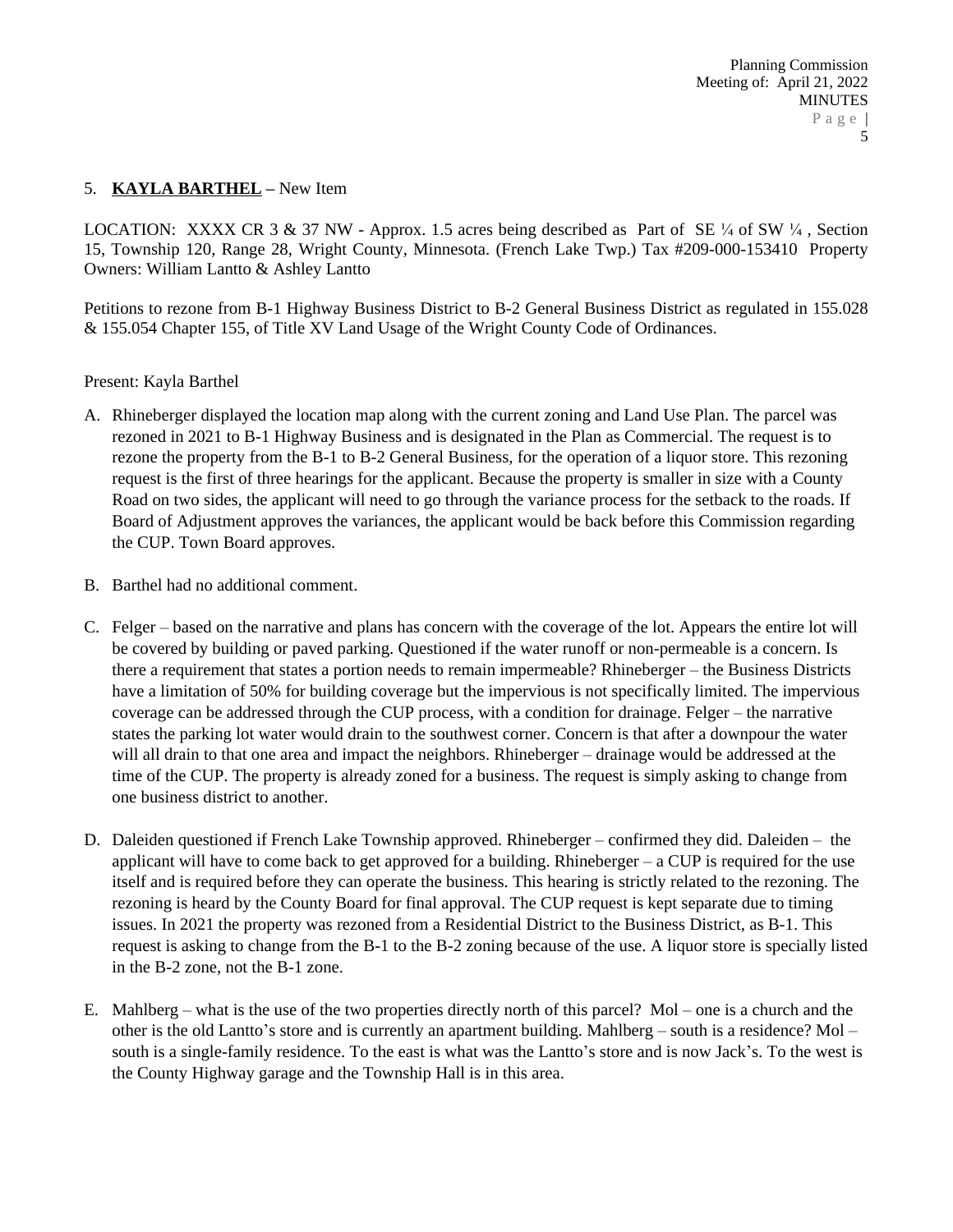5. **KAYLA BARTHEL** – New Item

LOCATION: XXXX CR 3 & 37 NW - Approx. 1.5 acres being described as Part of SE ¼ of SW ¼ , Section 15, Township 120, Range 28, Wright County, Minnesota. (French Lake Twp.) Tax #209-000-153410 Property Owners: William Lantto & Ashley Lantto

Petitions to rezone from B-1 Highway Business District to B-2 General Business District as regulated in 155.028 & 155.054 Chapter 155, of Title XV Land Usage of the Wright County Code of Ordinances.

Present: Kayla Barthel

A. Rhineberger displayed the location map along with the current zoning and Land Use Plan. The parcel was rezoned in 2021 to B-1 Highway Business and is designated in the Plan as Commercial. The request is to rezone the property from the B-1 to B-2 General Business, for the operation of a liquor store. This rezoning request is the first of three hearings for the applicant. Because the property is smaller in size with a County Road on two sides, the applicant will need to go through the variance process for the setback to the roads. If Board of Adjustment approves the variances, the applicant would be back before this Commission regarding the CUP. Town Board approves.

B. Barthel had no additional comment.

C. Felger – based on the narrative and plans has concern with the coverage of the lot. Appears the entire lot will be covered by building or paved parking. Questioned if the water runoff or non-permeable is a concern. Is there a requirement that states a portion needs to remain impermeable? Rhineberger – the Business Districts have a limitation of 50% for building coverage but the impervious is not specifically limited. The impervious coverage can be addressed through the CUP process, with a condition for drainage. Felger – the narrative states the parking lot water would drain to the southwest corner. Concern is that after a downpour the water will all drain to that one area and impact the neighbors. Rhineberger – drainage would be addressed at the time of the CUP. The property is already zoned for a business. The request is simply asking to change from one business district to another.

D. Daleiden questioned if French Lake Township approved. Rhineberger – confirmed they did. Daleiden – the applicant will have to come back to get approved for a building. Rhineberger – a CUP is required for the use itself and is required before they can operate the business. This hearing is strictly related to the rezoning. The rezoning is heard by the County Board for final approval. The CUP request is kept separate due to timing issues. In 2021 the property was rezoned from a Residential District to the Business District, as B-1. This request is asking to change from the B-1 to the B-2 zoning because of the use. A liquor store is specially listed in the B-2 zone, not the B-1 zone.

E. Mahlberg – what is the use of the two properties directly north of this parcel? Mol – one is a church and the other is the old Lantto's store and is currently an apartment building. Mahlberg – south is a residence? Mol – south is a single-family residence. To the east is what was the Lantto's store and is now Jack's. To the west is the County Highway garage and the Township Hall is in this area.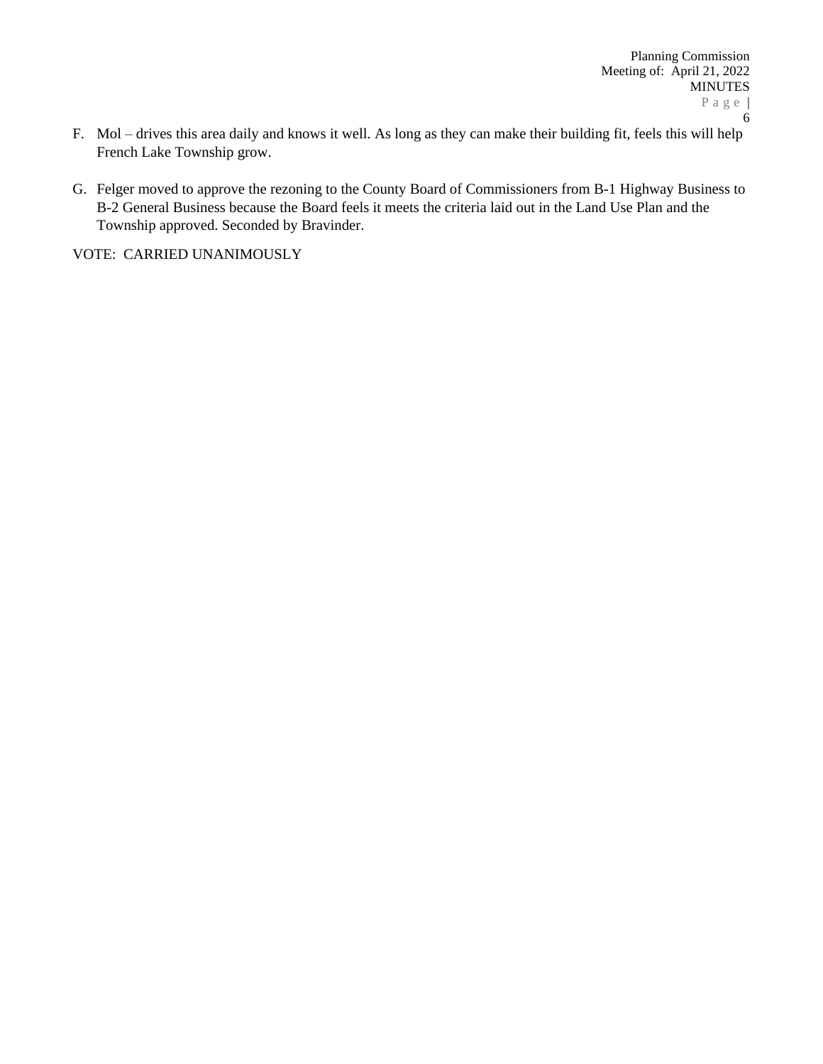F. Mol – drives this area daily and knows it well. As long as they can make their building fit, feels this will help French Lake Township grow.

G. Felger moved to approve the rezoning to the County Board of Commissioners from B-1 Highway Business to B-2 General Business because the Board feels it meets the criteria laid out in the Land Use Plan and the Township approved. Seconded by Bravinder.

VOTE: CARRIED UNANIMOUSLY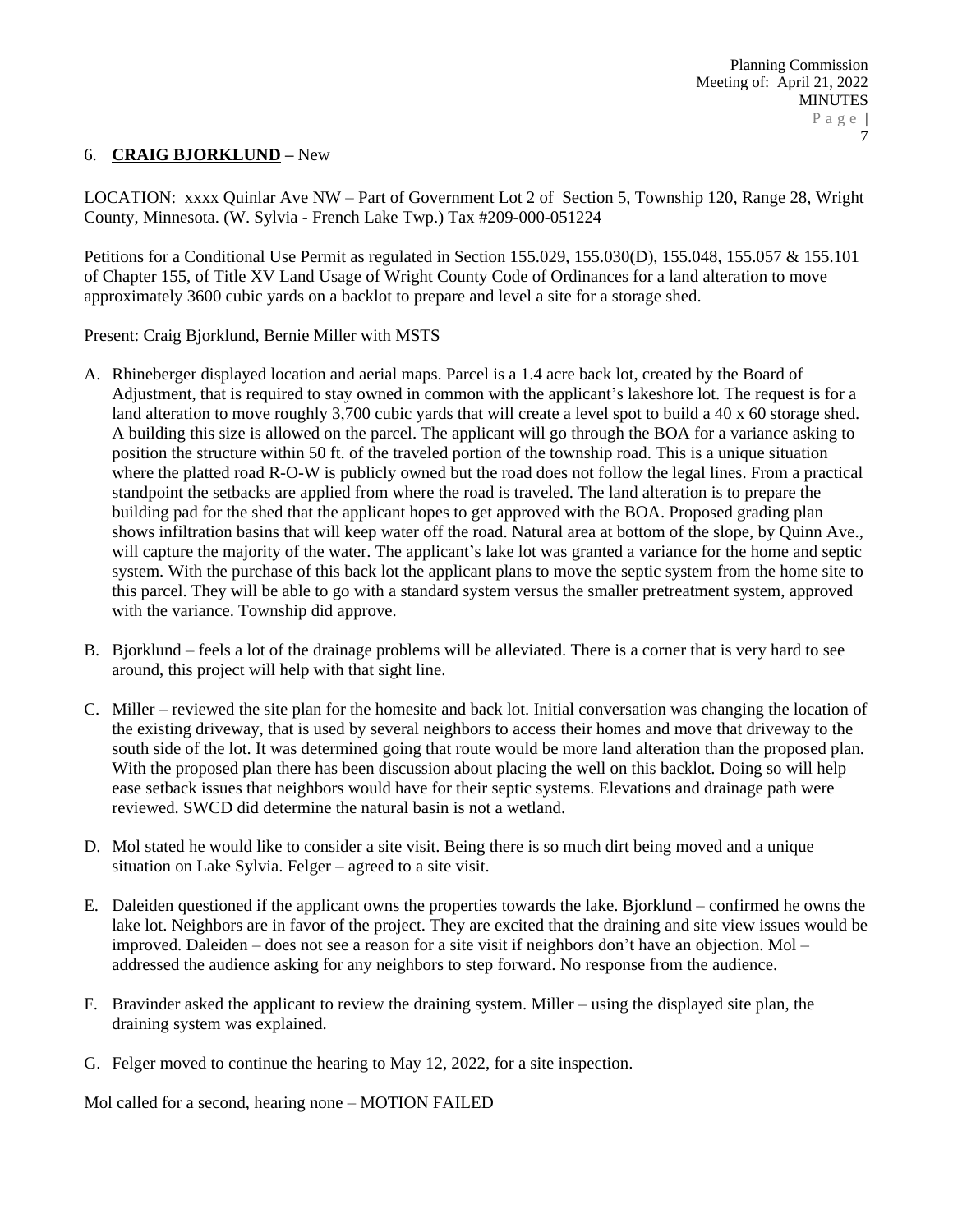6. **CRAIG BJORKLUND** – New

LOCATION: xxxx Quinlar Ave NW – Part of Government Lot 2 of Section 5, Township 120, Range 28, Wright County, Minnesota. (W. Sylvia - French Lake Twp.) Tax #209-000-051224

Petitions for a Conditional Use Permit as regulated in Section 155.029, 155.030(D), 155.048, 155.057 & 155.101 of Chapter 155, of Title XV Land Usage of Wright County Code of Ordinances for a land alteration to move approximately 3600 cubic yards on a backlot to prepare and level a site for a storage shed.

Present: Craig Bjorklund, Bernie Miller with MSTS

A. Rhineberger displayed location and aerial maps. Parcel is a 1.4 acre back lot, created by the Board of Adjustment, that is required to stay owned in common with the applicant's lakeshore lot. The request is for a land alteration to move roughly 3,700 cubic yards that will create a level spot to build a 40 x 60 storage shed. A building this size is allowed on the parcel. The applicant will go through the BOA for a variance asking to position the structure within 50 ft. of the traveled portion of the township road. This is a unique situation where the platted road R-O-W is publicly owned but the road does not follow the legal lines. From a practical standpoint the setbacks are applied from where the road is traveled. The land alteration is to prepare the building pad for the shed that the applicant hopes to get approved with the BOA. Proposed grading plan shows infiltration basins that will keep water off the road. Natural area at bottom of the slope, by Quinn Ave., will capture the majority of the water. The applicant's lake lot was granted a variance for the home and septic system. With the purchase of this back lot the applicant plans to move the septic system from the home site to this parcel. They will be able to go with a standard system versus the smaller pretreatment system, approved with the variance. Township did approve.

B. Bjorklund – feels a lot of the drainage problems will be alleviated. There is a corner that is very hard to see around, this project will help with that sight line.

C. Miller – reviewed the site plan for the homesite and back lot. Initial conversation was changing the location of the existing driveway, that is used by several neighbors to access their homes and move that driveway to the south side of the lot. It was determined going that route would be more land alteration than the proposed plan. With the proposed plan there has been discussion about placing the well on this backlot. Doing so will help ease setback issues that neighbors would have for their septic systems. Elevations and drainage path were reviewed. SWCD did determine the natural basin is not a wetland.

D. Mol stated he would like to consider a site visit. Being there is so much dirt being moved and a unique situation on Lake Sylvia. Felger – agreed to a site visit.

E. Daleiden questioned if the applicant owns the properties towards the lake. Bjorklund – confirmed he owns the lake lot. Neighbors are in favor of the project. They are excited that the draining and site view issues would be improved. Daleiden – does not see a reason for a site visit if neighbors don't have an objection. Mol – addressed the audience asking for any neighbors to step forward. No response from the audience.

F. Bravinder asked the applicant to review the draining system. Miller – using the displayed site plan, the draining system was explained.

G. Felger moved to continue the hearing to May 12, 2022, for a site inspection.

Mol called for a second, hearing none – MOTION FAILED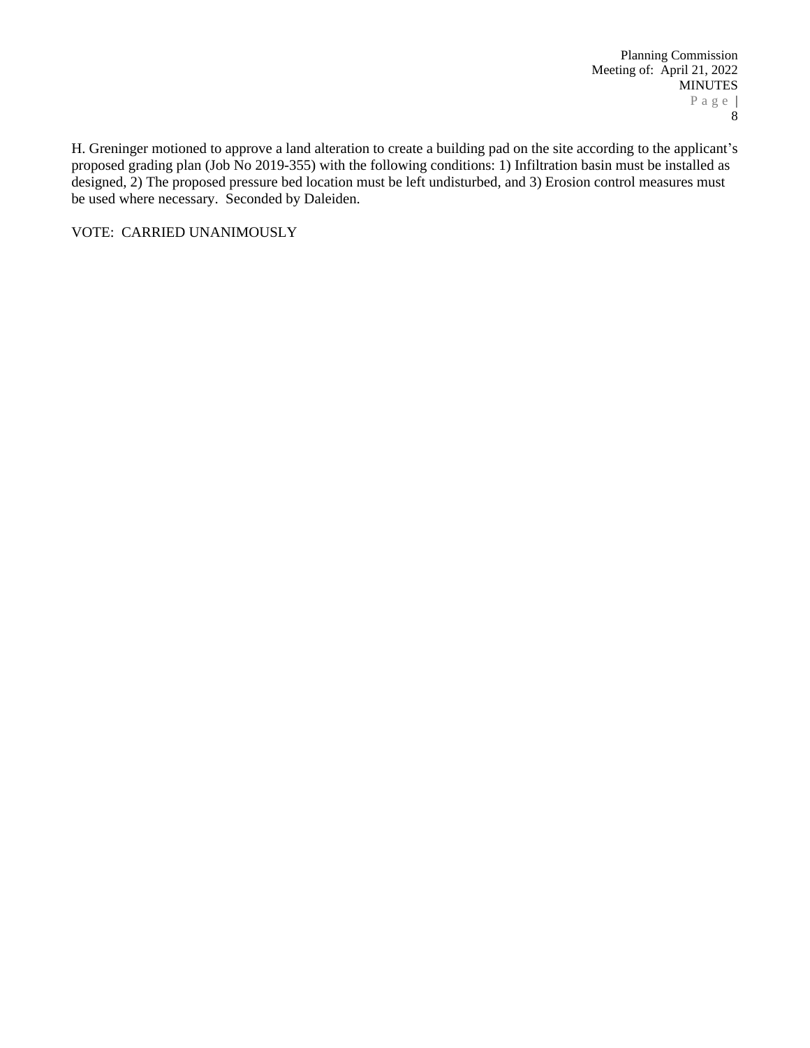H. Greninger motioned to approve a land alteration to create a building pad on the site according to the applicant's proposed grading plan (Job No 2019-355) with the following conditions: 1) Infiltration basin must be installed as designed, 2) The proposed pressure bed location must be left undisturbed, and 3) Erosion control measures must be used where necessary. Seconded by Daleiden.

VOTE: CARRIED UNANIMOUSLY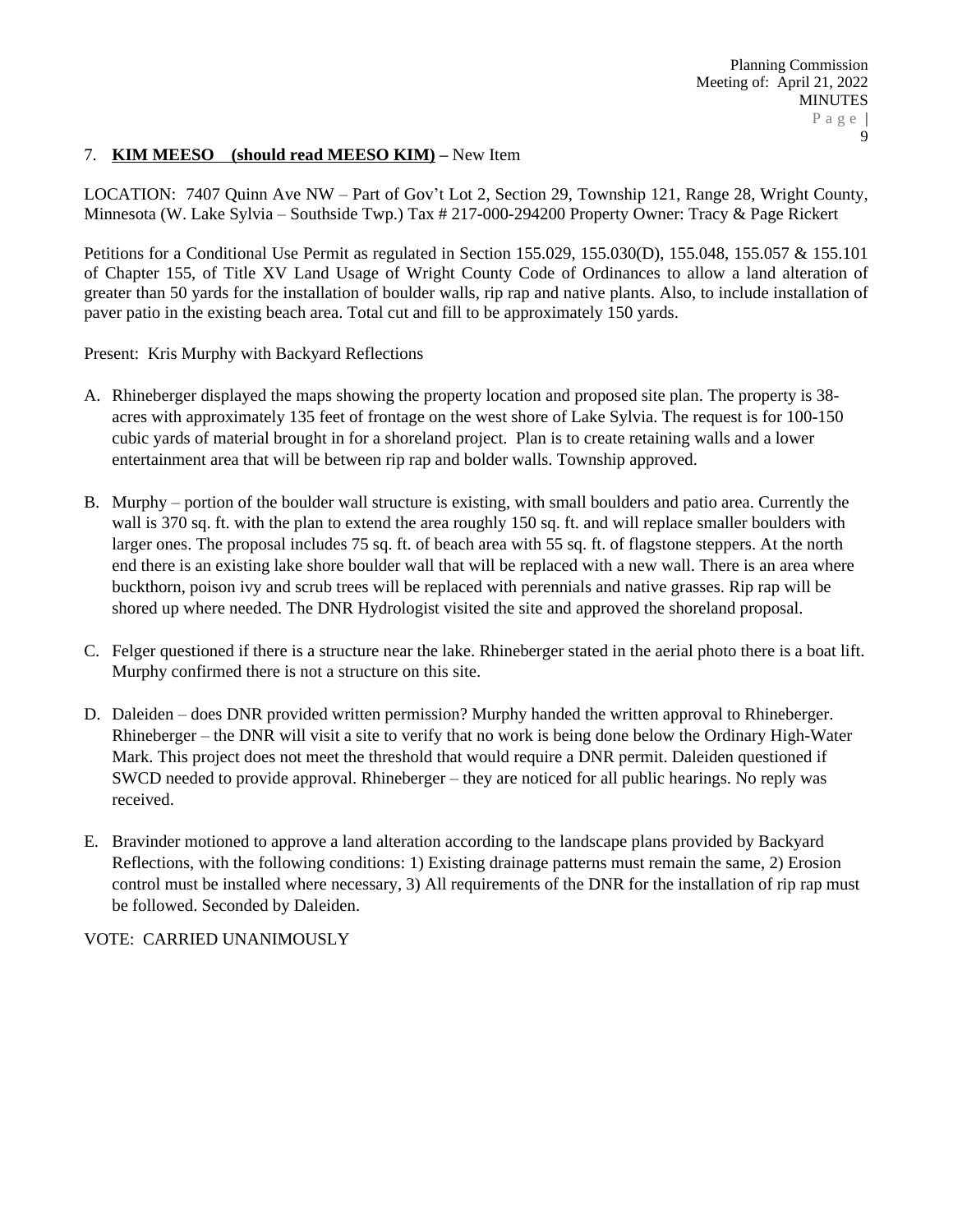7. **<u>KIM MEESO (should read MEESO KIM)</u>** – New Item

LOCATION: 7407 Quinn Ave NW – Part of Gov't Lot 2, Section 29, Township 121, Range 28, Wright County, Minnesota (W. Lake Sylvia – Southside Twp.) Tax # 217-000-294200 Property Owner: Tracy & Page Rickert

Petitions for a Conditional Use Permit as regulated in Section 155.029, 155.030(D), 155.048, 155.057 & 155.101 of Chapter 155, of Title XV Land Usage of Wright County Code of Ordinances to allow a land alteration of greater than 50 yards for the installation of boulder walls, rip rap and native plants. Also, to include installation of paver patio in the existing beach area. Total cut and fill to be approximately 150 yards.

Present: Kris Murphy with Backyard Reflections

A. Rhineberger displayed the maps showing the property location and proposed site plan. The property is 38-acres with approximately 135 feet of frontage on the west shore of Lake Sylvia. The request is for 100-150 cubic yards of material brought in for a shoreland project. Plan is to create retaining walls and a lower entertainment area that will be between rip rap and bolder walls. Township approved.

B. Murphy – portion of the boulder wall structure is existing, with small boulders and patio area. Currently the wall is 370 sq. ft. with the plan to extend the area roughly 150 sq. ft. and will replace smaller boulders with larger ones. The proposal includes 75 sq. ft. of beach area with 55 sq. ft. of flagstone steppers. At the north end there is an existing lake shore boulder wall that will be replaced with a new wall. There is an area where buckthorn, poison ivy and scrub trees will be replaced with perennials and native grasses. Rip rap will be shored up where needed. The DNR Hydrologist visited the site and approved the shoreland proposal.

C. Felger questioned if there is a structure near the lake. Rhineberger stated in the aerial photo there is a boat lift. Murphy confirmed there is not a structure on this site.

D. Daleiden – does DNR provided written permission? Murphy handed the written approval to Rhineberger. Rhineberger – the DNR will visit a site to verify that no work is being done below the Ordinary High-Water Mark. This project does not meet the threshold that would require a DNR permit. Daleiden questioned if SWCD needed to provide approval. Rhineberger – they are noticed for all public hearings. No reply was received.

E. Bravinder motioned to approve a land alteration according to the landscape plans provided by Backyard Reflections, with the following conditions: 1) Existing drainage patterns must remain the same, 2) Erosion control must be installed where necessary, 3) All requirements of the DNR for the installation of rip rap must be followed. Seconded by Daleiden.

VOTE: CARRIED UNANIMOUSLY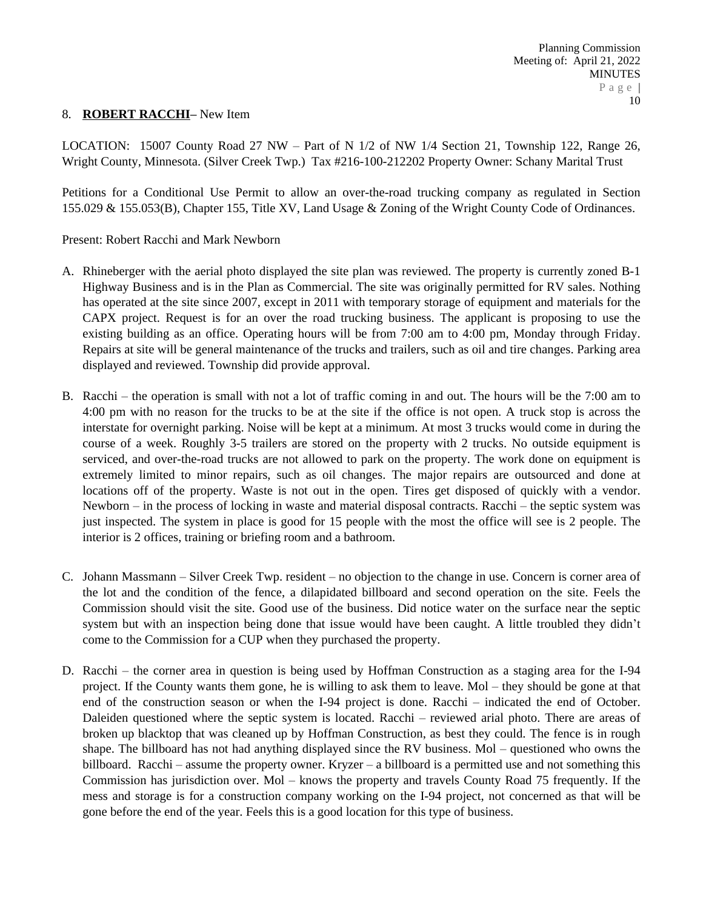8. **ROBERT RACCHI**– New Item

LOCATION: 15007 County Road 27 NW – Part of N 1/2 of NW 1/4 Section 21, Township 122, Range 26, Wright County, Minnesota. (Silver Creek Twp.) Tax #216-100-212202 Property Owner: Schany Marital Trust

Petitions for a Conditional Use Permit to allow an over-the-road trucking company as regulated in Section 155.029 & 155.053(B), Chapter 155, Title XV, Land Usage & Zoning of the Wright County Code of Ordinances.

Present: Robert Racchi and Mark Newborn

A. Rhineberger with the aerial photo displayed the site plan was reviewed. The property is currently zoned B-1 Highway Business and is in the Plan as Commercial. The site was originally permitted for RV sales. Nothing has operated at the site since 2007, except in 2011 with temporary storage of equipment and materials for the CAPX project. Request is for an over the road trucking business. The applicant is proposing to use the existing building as an office. Operating hours will be from 7:00 am to 4:00 pm, Monday through Friday. Repairs at site will be general maintenance of the trucks and trailers, such as oil and tire changes. Parking area displayed and reviewed. Township did provide approval.

B. Racchi – the operation is small with not a lot of traffic coming in and out. The hours will be the 7:00 am to 4:00 pm with no reason for the trucks to be at the site if the office is not open. A truck stop is across the interstate for overnight parking. Noise will be kept at a minimum. At most 3 trucks would come in during the course of a week. Roughly 3-5 trailers are stored on the property with 2 trucks. No outside equipment is serviced, and over-the-road trucks are not allowed to park on the property. The work done on equipment is extremely limited to minor repairs, such as oil changes. The major repairs are outsourced and done at locations off of the property. Waste is not out in the open. Tires get disposed of quickly with a vendor. Newborn – in the process of locking in waste and material disposal contracts. Racchi – the septic system was just inspected. The system in place is good for 15 people with the most the office will see is 2 people. The interior is 2 offices, training or briefing room and a bathroom.

C. Johann Massmann – Silver Creek Twp. resident – no objection to the change in use. Concern is corner area of the lot and the condition of the fence, a dilapidated billboard and second operation on the site. Feels the Commission should visit the site. Good use of the business. Did notice water on the surface near the septic system but with an inspection being done that issue would have been caught. A little troubled they didn't come to the Commission for a CUP when they purchased the property.

D. Racchi – the corner area in question is being used by Hoffman Construction as a staging area for the I-94 project. If the County wants them gone, he is willing to ask them to leave. Mol – they should be gone at that end of the construction season or when the I-94 project is done. Racchi – indicated the end of October. Daleiden questioned where the septic system is located. Racchi – reviewed arial photo. There are areas of broken up blacktop that was cleaned up by Hoffman Construction, as best they could. The fence is in rough shape. The billboard has not had anything displayed since the RV business. Mol – questioned who owns the billboard. Racchi – assume the property owner. Kryzer – a billboard is a permitted use and not something this Commission has jurisdiction over. Mol – knows the property and travels County Road 75 frequently. If the mess and storage is for a construction company working on the I-94 project, not concerned as that will be gone before the end of the year. Feels this is a good location for this type of business.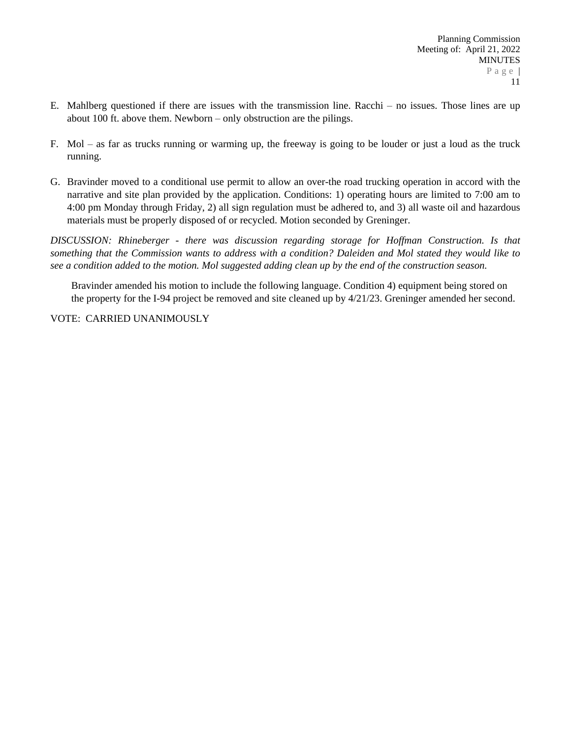E. Mahlberg questioned if there are issues with the transmission line. Racchi – no issues. Those lines are up about 100 ft. above them. Newborn – only obstruction are the pilings.

F. Mol – as far as trucks running or warming up, the freeway is going to be louder or just a loud as the truck running.

G. Bravinder moved to a conditional use permit to allow an over-the road trucking operation in accord with the narrative and site plan provided by the application. Conditions: 1) operating hours are limited to 7:00 am to 4:00 pm Monday through Friday, 2) all sign regulation must be adhered to, and 3) all waste oil and hazardous materials must be properly disposed of or recycled. Motion seconded by Greninger.

*DISCUSSION: Rhineberger - there was discussion regarding storage for Hoffman Construction. Is that something that the Commission wants to address with a condition? Daleiden and Mol stated they would like to see a condition added to the motion. Mol suggested adding clean up by the end of the construction season.*

Bravinder amended his motion to include the following language. Condition 4) equipment being stored on the property for the I-94 project be removed and site cleaned up by 4/21/23. Greninger amended her second.

VOTE: CARRIED UNANIMOUSLY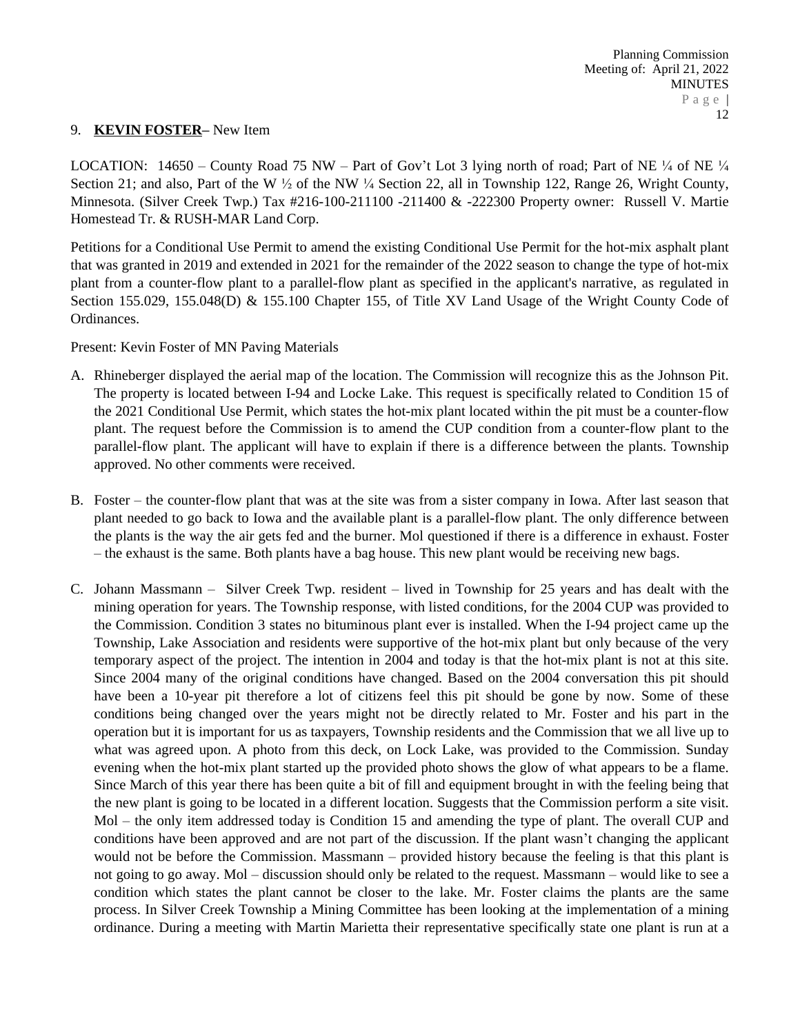9. **KEVIN FOSTER**– New Item

LOCATION: 14650 – County Road 75 NW – Part of Gov't Lot 3 lying north of road; Part of NE ¼ of NE ¼ Section 21; and also, Part of the W ½ of the NW ¼ Section 22, all in Township 122, Range 26, Wright County, Minnesota. (Silver Creek Twp.) Tax #216-100-211100 -211400 & -222300 Property owner: Russell V. Martie Homestead Tr. & RUSH-MAR Land Corp.

Petitions for a Conditional Use Permit to amend the existing Conditional Use Permit for the hot-mix asphalt plant that was granted in 2019 and extended in 2021 for the remainder of the 2022 season to change the type of hot-mix plant from a counter-flow plant to a parallel-flow plant as specified in the applicant's narrative, as regulated in Section 155.029, 155.048(D) & 155.100 Chapter 155, of Title XV Land Usage of the Wright County Code of Ordinances.

Present: Kevin Foster of MN Paving Materials

A. Rhineberger displayed the aerial map of the location. The Commission will recognize this as the Johnson Pit. The property is located between I-94 and Locke Lake. This request is specifically related to Condition 15 of the 2021 Conditional Use Permit, which states the hot-mix plant located within the pit must be a counter-flow plant. The request before the Commission is to amend the CUP condition from a counter-flow plant to the parallel-flow plant. The applicant will have to explain if there is a difference between the plants. Township approved. No other comments were received.

B. Foster – the counter-flow plant that was at the site was from a sister company in Iowa. After last season that plant needed to go back to Iowa and the available plant is a parallel-flow plant. The only difference between the plants is the way the air gets fed and the burner. Mol questioned if there is a difference in exhaust. Foster – the exhaust is the same. Both plants have a bag house. This new plant would be receiving new bags.

C. Johann Massmann – Silver Creek Twp. resident – lived in Township for 25 years and has dealt with the mining operation for years. The Township response, with listed conditions, for the 2004 CUP was provided to the Commission. Condition 3 states no bituminous plant ever is installed. When the I-94 project came up the Township, Lake Association and residents were supportive of the hot-mix plant but only because of the very temporary aspect of the project. The intention in 2004 and today is that the hot-mix plant is not at this site. Since 2004 many of the original conditions have changed. Based on the 2004 conversation this pit should have been a 10-year pit therefore a lot of citizens feel this pit should be gone by now. Some of these conditions being changed over the years might not be directly related to Mr. Foster and his part in the operation but it is important for us as taxpayers, Township residents and the Commission that we all live up to what was agreed upon. A photo from this deck, on Lock Lake, was provided to the Commission. Sunday evening when the hot-mix plant started up the provided photo shows the glow of what appears to be a flame. Since March of this year there has been quite a bit of fill and equipment brought in with the feeling being that the new plant is going to be located in a different location. Suggests that the Commission perform a site visit. Mol – the only item addressed today is Condition 15 and amending the type of plant. The overall CUP and conditions have been approved and are not part of the discussion. If the plant wasn't changing the applicant would not be before the Commission. Massmann – provided history because the feeling is that this plant is not going to go away. Mol – discussion should only be related to the request. Massmann – would like to see a condition which states the plant cannot be closer to the lake. Mr. Foster claims the plants are the same process. In Silver Creek Township a Mining Committee has been looking at the implementation of a mining ordinance. During a meeting with Martin Marietta their representative specifically state one plant is run at a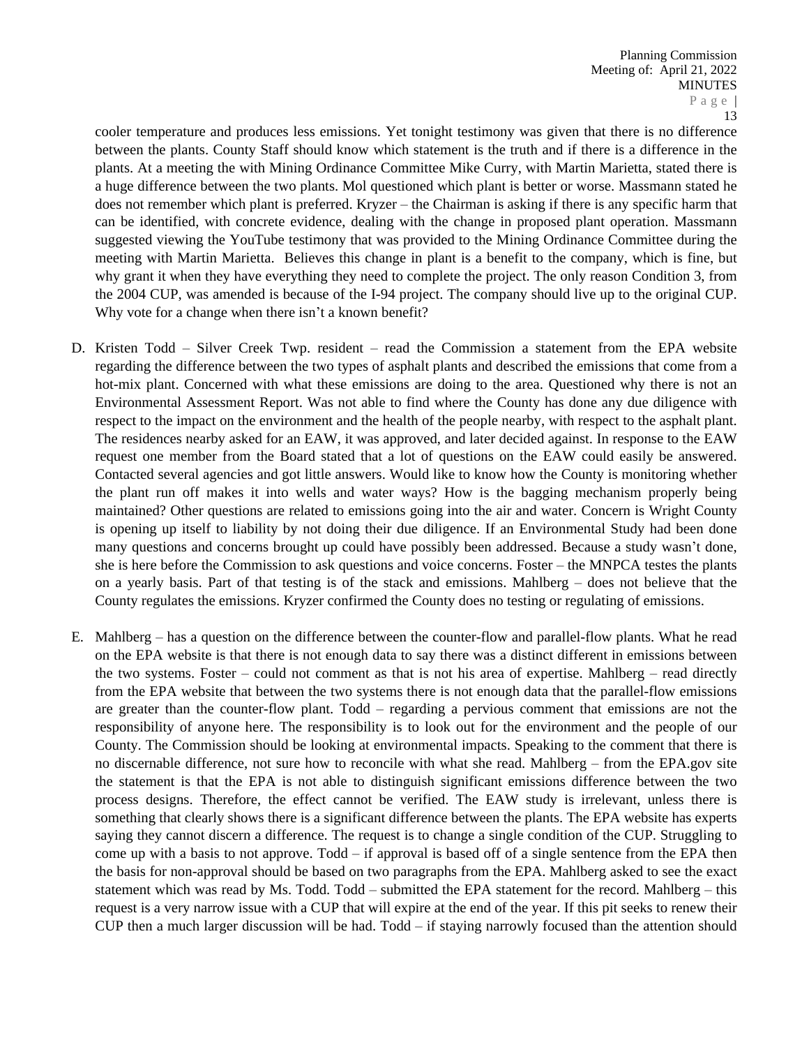cooler temperature and produces less emissions. Yet tonight testimony was given that there is no difference between the plants. County Staff should know which statement is the truth and if there is a difference in the plants. At a meeting the with Mining Ordinance Committee Mike Curry, with Martin Marietta, stated there is a huge difference between the two plants. Mol questioned which plant is better or worse. Massmann stated he does not remember which plant is preferred. Kryzer – the Chairman is asking if there is any specific harm that can be identified, with concrete evidence, dealing with the change in proposed plant operation. Massmann suggested viewing the YouTube testimony that was provided to the Mining Ordinance Committee during the meeting with Martin Marietta. Believes this change in plant is a benefit to the company, which is fine, but why grant it when they have everything they need to complete the project. The only reason Condition 3, from the 2004 CUP, was amended is because of the I-94 project. The company should live up to the original CUP. Why vote for a change when there isn't a known benefit?

D. Kristen Todd – Silver Creek Twp. resident – read the Commission a statement from the EPA website regarding the difference between the two types of asphalt plants and described the emissions that come from a hot-mix plant. Concerned with what these emissions are doing to the area. Questioned why there is not an Environmental Assessment Report. Was not able to find where the County has done any due diligence with respect to the impact on the environment and the health of the people nearby, with respect to the asphalt plant. The residences nearby asked for an EAW, it was approved, and later decided against. In response to the EAW request one member from the Board stated that a lot of questions on the EAW could easily be answered. Contacted several agencies and got little answers. Would like to know how the County is monitoring whether the plant run off makes it into wells and water ways? How is the bagging mechanism properly being maintained? Other questions are related to emissions going into the air and water. Concern is Wright County is opening up itself to liability by not doing their due diligence. If an Environmental Study had been done many questions and concerns brought up could have possibly been addressed. Because a study wasn't done, she is here before the Commission to ask questions and voice concerns. Foster – the MNPCA testes the plants on a yearly basis. Part of that testing is of the stack and emissions. Mahlberg – does not believe that the County regulates the emissions. Kryzer confirmed the County does no testing or regulating of emissions.

E. Mahlberg – has a question on the difference between the counter-flow and parallel-flow plants. What he read on the EPA website is that there is not enough data to say there was a distinct different in emissions between the two systems. Foster – could not comment as that is not his area of expertise. Mahlberg – read directly from the EPA website that between the two systems there is not enough data that the parallel-flow emissions are greater than the counter-flow plant. Todd – regarding a pervious comment that emissions are not the responsibility of anyone here. The responsibility is to look out for the environment and the people of our County. The Commission should be looking at environmental impacts. Speaking to the comment that there is no discernable difference, not sure how to reconcile with what she read. Mahlberg – from the EPA.gov site the statement is that the EPA is not able to distinguish significant emissions difference between the two process designs. Therefore, the effect cannot be verified. The EAW study is irrelevant, unless there is something that clearly shows there is a significant difference between the plants. The EPA website has experts saying they cannot discern a difference. The request is to change a single condition of the CUP. Struggling to come up with a basis to not approve. Todd – if approval is based off of a single sentence from the EPA then the basis for non-approval should be based on two paragraphs from the EPA. Mahlberg asked to see the exact statement which was read by Ms. Todd. Todd – submitted the EPA statement for the record. Mahlberg – this request is a very narrow issue with a CUP that will expire at the end of the year. If this pit seeks to renew their CUP then a much larger discussion will be had. Todd – if staying narrowly focused than the attention should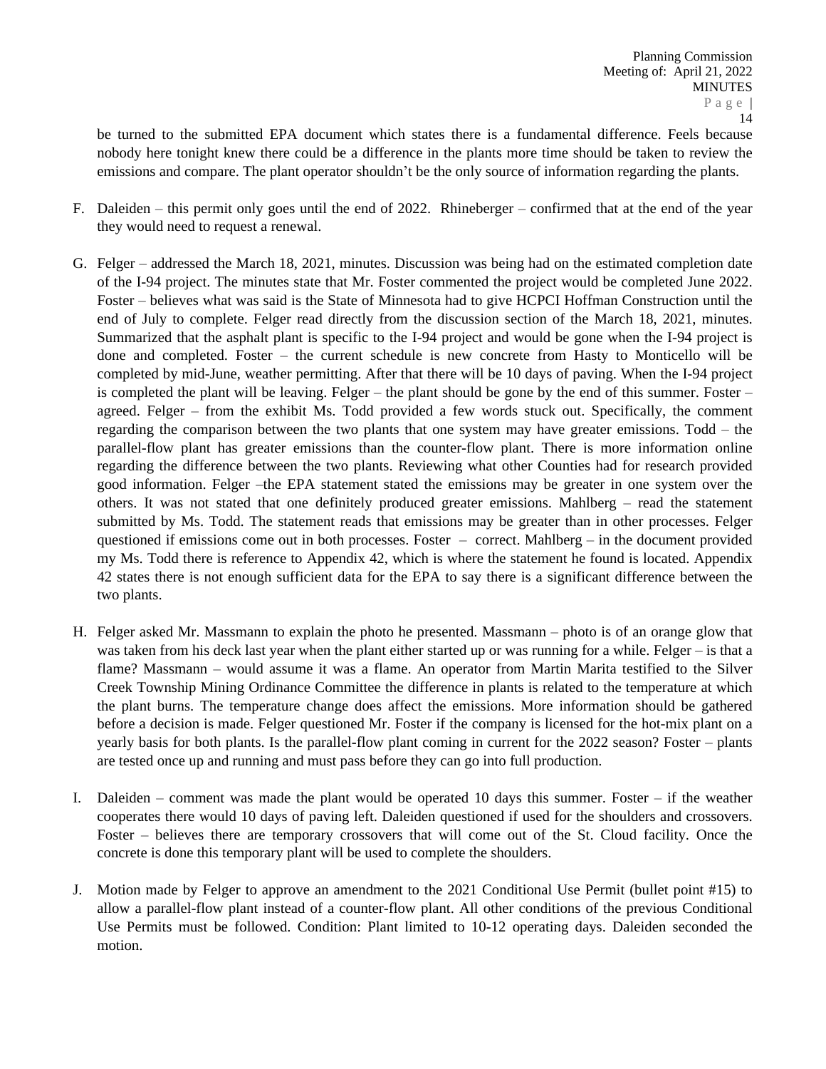be turned to the submitted EPA document which states there is a fundamental difference. Feels because nobody here tonight knew there could be a difference in the plants more time should be taken to review the emissions and compare. The plant operator shouldn't be the only source of information regarding the plants.

F. Daleiden – this permit only goes until the end of 2022. Rhineberger – confirmed that at the end of the year they would need to request a renewal.

G. Felger – addressed the March 18, 2021, minutes. Discussion was being had on the estimated completion date of the I-94 project. The minutes state that Mr. Foster commented the project would be completed June 2022. Foster – believes what was said is the State of Minnesota had to give HCPCI Hoffman Construction until the end of July to complete. Felger read directly from the discussion section of the March 18, 2021, minutes. Summarized that the asphalt plant is specific to the I-94 project and would be gone when the I-94 project is done and completed. Foster – the current schedule is new concrete from Hasty to Monticello will be completed by mid-June, weather permitting. After that there will be 10 days of paving. When the I-94 project is completed the plant will be leaving. Felger – the plant should be gone by the end of this summer. Foster – agreed. Felger – from the exhibit Ms. Todd provided a few words stuck out. Specifically, the comment regarding the comparison between the two plants that one system may have greater emissions. Todd – the parallel-flow plant has greater emissions than the counter-flow plant. There is more information online regarding the difference between the two plants. Reviewing what other Counties had for research provided good information. Felger –the EPA statement stated the emissions may be greater in one system over the others. It was not stated that one definitely produced greater emissions. Mahlberg – read the statement submitted by Ms. Todd. The statement reads that emissions may be greater than in other processes. Felger questioned if emissions come out in both processes. Foster – correct. Mahlberg – in the document provided my Ms. Todd there is reference to Appendix 42, which is where the statement he found is located. Appendix 42 states there is not enough sufficient data for the EPA to say there is a significant difference between the two plants.

H. Felger asked Mr. Massmann to explain the photo he presented. Massmann – photo is of an orange glow that was taken from his deck last year when the plant either started up or was running for a while. Felger – is that a flame? Massmann – would assume it was a flame. An operator from Martin Marita testified to the Silver Creek Township Mining Ordinance Committee the difference in plants is related to the temperature at which the plant burns. The temperature change does affect the emissions. More information should be gathered before a decision is made. Felger questioned Mr. Foster if the company is licensed for the hot-mix plant on a yearly basis for both plants. Is the parallel-flow plant coming in current for the 2022 season? Foster – plants are tested once up and running and must pass before they can go into full production.

I. Daleiden – comment was made the plant would be operated 10 days this summer. Foster – if the weather cooperates there would 10 days of paving left. Daleiden questioned if used for the shoulders and crossovers. Foster – believes there are temporary crossovers that will come out of the St. Cloud facility. Once the concrete is done this temporary plant will be used to complete the shoulders.

J. Motion made by Felger to approve an amendment to the 2021 Conditional Use Permit (bullet point #15) to allow a parallel-flow plant instead of a counter-flow plant. All other conditions of the previous Conditional Use Permits must be followed. Condition: Plant limited to 10-12 operating days. Daleiden seconded the motion.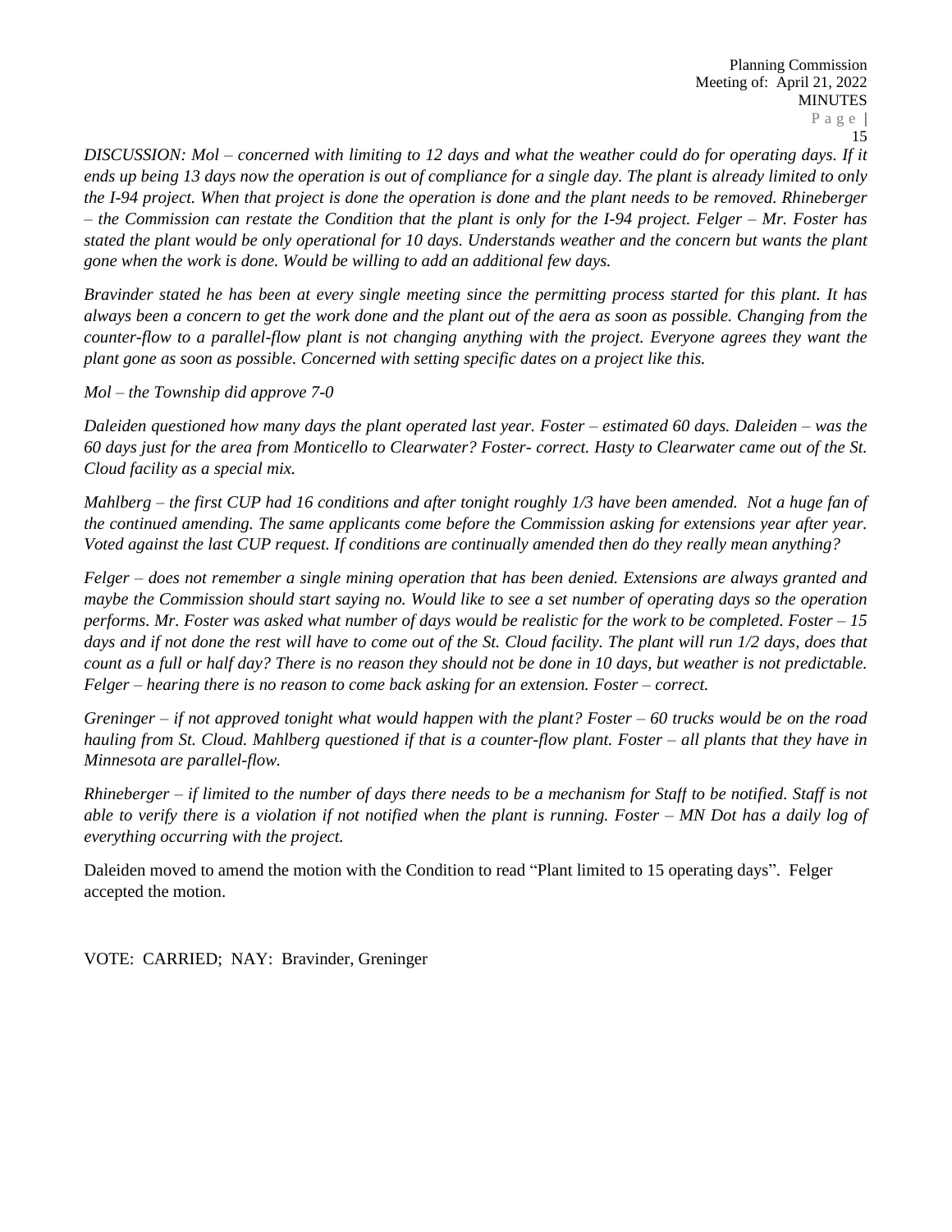*DISCUSSION: Mol – concerned with limiting to 12 days and what the weather could do for operating days. If it ends up being 13 days now the operation is out of compliance for a single day. The plant is already limited to only the I-94 project. When that project is done the operation is done and the plant needs to be removed. Rhineberger – the Commission can restate the Condition that the plant is only for the I-94 project. Felger – Mr. Foster has stated the plant would be only operational for 10 days. Understands weather and the concern but wants the plant gone when the work is done. Would be willing to add an additional few days.*

*Bravinder stated he has been at every single meeting since the permitting process started for this plant. It has always been a concern to get the work done and the plant out of the aera as soon as possible. Changing from the counter-flow to a parallel-flow plant is not changing anything with the project. Everyone agrees they want the plant gone as soon as possible. Concerned with setting specific dates on a project like this.*

*Mol – the Township did approve 7-0*

*Daleiden questioned how many days the plant operated last year. Foster – estimated 60 days. Daleiden – was the 60 days just for the area from Monticello to Clearwater? Foster- correct. Hasty to Clearwater came out of the St. Cloud facility as a special mix.*

*Mahlberg – the first CUP had 16 conditions and after tonight roughly 1/3 have been amended. Not a huge fan of the continued amending. The same applicants come before the Commission asking for extensions year after year. Voted against the last CUP request. If conditions are continually amended then do they really mean anything?*

*Felger – does not remember a single mining operation that has been denied. Extensions are always granted and maybe the Commission should start saying no. Would like to see a set number of operating days so the operation performs. Mr. Foster was asked what number of days would be realistic for the work to be completed. Foster – 15 days and if not done the rest will have to come out of the St. Cloud facility. The plant will run 1/2 days, does that count as a full or half day? There is no reason they should not be done in 10 days, but weather is not predictable. Felger – hearing there is no reason to come back asking for an extension. Foster – correct.*

*Greninger – if not approved tonight what would happen with the plant? Foster – 60 trucks would be on the road hauling from St. Cloud. Mahlberg questioned if that is a counter-flow plant. Foster – all plants that they have in Minnesota are parallel-flow.*

*Rhineberger – if limited to the number of days there needs to be a mechanism for Staff to be notified. Staff is not able to verify there is a violation if not notified when the plant is running. Foster – MN Dot has a daily log of everything occurring with the project.*

Daleiden moved to amend the motion with the Condition to read "Plant limited to 15 operating days". Felger accepted the motion.

VOTE: CARRIED; NAY: Bravinder, Greninger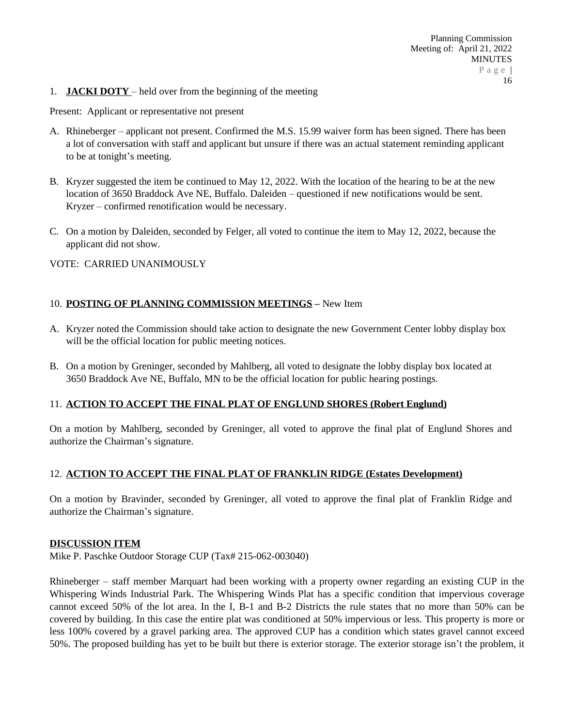1. **JACKI DOTY** – held over from the beginning of the meeting

Present: Applicant or representative not present

A. Rhineberger – applicant not present. Confirmed the M.S. 15.99 waiver form has been signed. There has been a lot of conversation with staff and applicant but unsure if there was an actual statement reminding applicant to be at tonight's meeting.

B. Kryzer suggested the item be continued to May 12, 2022. With the location of the hearing to be at the new location of 3650 Braddock Ave NE, Buffalo. Daleiden – questioned if new notifications would be sent. Kryzer – confirmed renotification would be necessary.

C. On a motion by Daleiden, seconded by Felger, all voted to continue the item to May 12, 2022, because the applicant did not show.

VOTE: CARRIED UNANIMOUSLY

10. **POSTING OF PLANNING COMMISSION MEETINGS** – New Item

A. Kryzer noted the Commission should take action to designate the new Government Center lobby display box will be the official location for public meeting notices.

B. On a motion by Greninger, seconded by Mahlberg, all voted to designate the lobby display box located at 3650 Braddock Ave NE, Buffalo, MN to be the official location for public hearing postings.

11. **ACTION TO ACCEPT THE FINAL PLAT OF ENGLUND SHORES (Robert Englund)**

On a motion by Mahlberg, seconded by Greninger, all voted to approve the final plat of Englund Shores and authorize the Chairman's signature.

12. **ACTION TO ACCEPT THE FINAL PLAT OF FRANKLIN RIDGE (Estates Development)**

On a motion by Bravinder, seconded by Greninger, all voted to approve the final plat of Franklin Ridge and authorize the Chairman's signature.

**DISCUSSION ITEM**

Mike P. Paschke Outdoor Storage CUP (Tax# 215-062-003040)

Rhineberger – staff member Marquart had been working with a property owner regarding an existing CUP in the Whispering Winds Industrial Park. The Whispering Winds Plat has a specific condition that impervious coverage cannot exceed 50% of the lot area. In the I, B-1 and B-2 Districts the rule states that no more than 50% can be covered by building. In this case the entire plat was conditioned at 50% impervious or less. This property is more or less 100% covered by a gravel parking area. The approved CUP has a condition which states gravel cannot exceed 50%. The proposed building has yet to be built but there is exterior storage. The exterior storage isn't the problem, it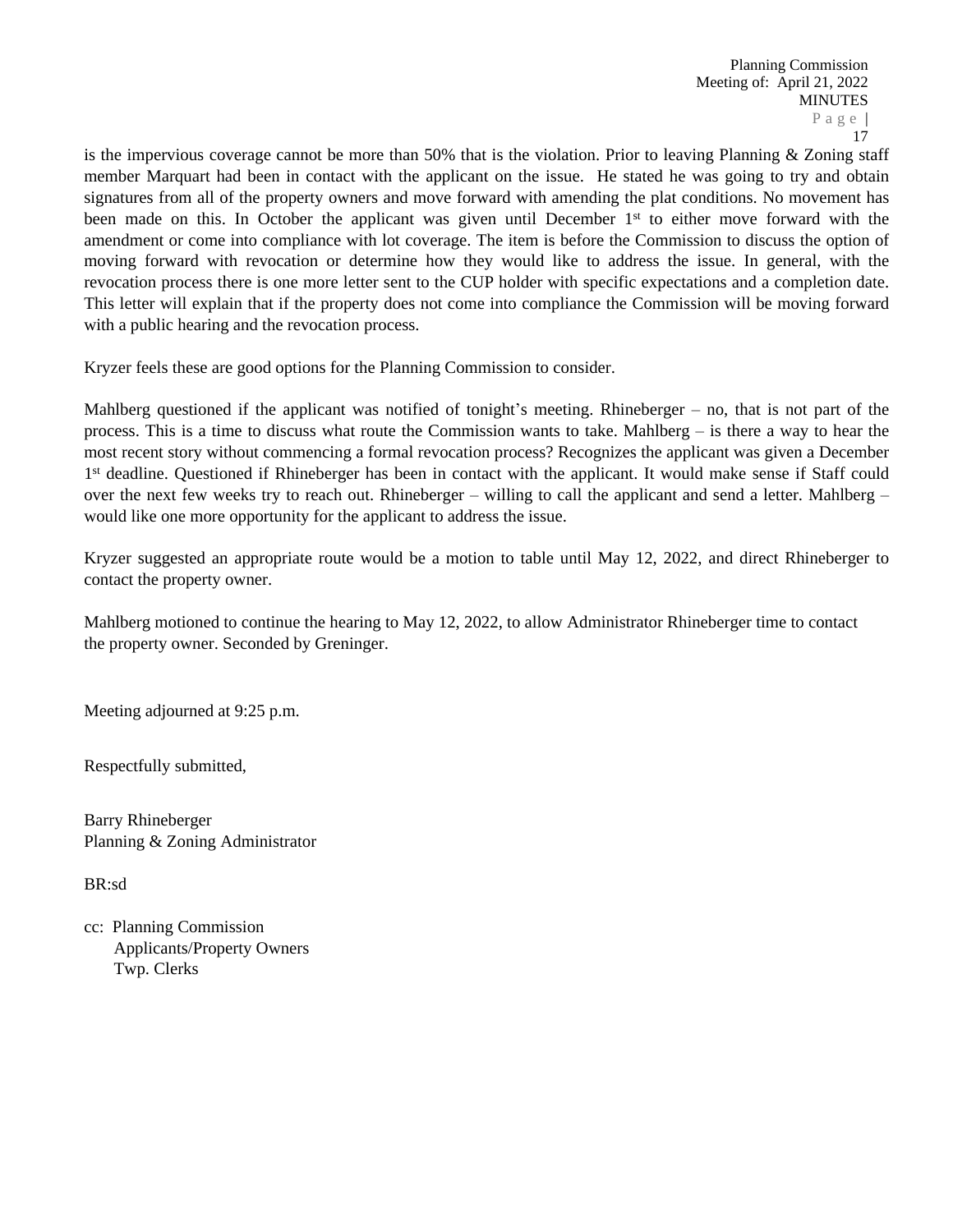is the impervious coverage cannot be more than 50% that is the violation. Prior to leaving Planning & Zoning staff member Marquart had been in contact with the applicant on the issue. He stated he was going to try and obtain signatures from all of the property owners and move forward with amending the plat conditions. No movement has been made on this. In October the applicant was given until December 1st to either move forward with the amendment or come into compliance with lot coverage. The item is before the Commission to discuss the option of moving forward with revocation or determine how they would like to address the issue. In general, with the revocation process there is one more letter sent to the CUP holder with specific expectations and a completion date. This letter will explain that if the property does not come into compliance the Commission will be moving forward with a public hearing and the revocation process.

Kryzer feels these are good options for the Planning Commission to consider.

Mahlberg questioned if the applicant was notified of tonight's meeting. Rhineberger – no, that is not part of the process. This is a time to discuss what route the Commission wants to take. Mahlberg – is there a way to hear the most recent story without commencing a formal revocation process? Recognizes the applicant was given a December 1st deadline. Questioned if Rhineberger has been in contact with the applicant. It would make sense if Staff could over the next few weeks try to reach out. Rhineberger – willing to call the applicant and send a letter. Mahlberg – would like one more opportunity for the applicant to address the issue.

Kryzer suggested an appropriate route would be a motion to table until May 12, 2022, and direct Rhineberger to contact the property owner.

Mahlberg motioned to continue the hearing to May 12, 2022, to allow Administrator Rhineberger time to contact the property owner. Seconded by Greninger.

Meeting adjourned at 9:25 p.m.

Respectfully submitted,

Barry Rhineberger
Planning & Zoning Administrator

BR:sd

cc: Planning Commission
Applicants/Property Owners
Twp. Clerks